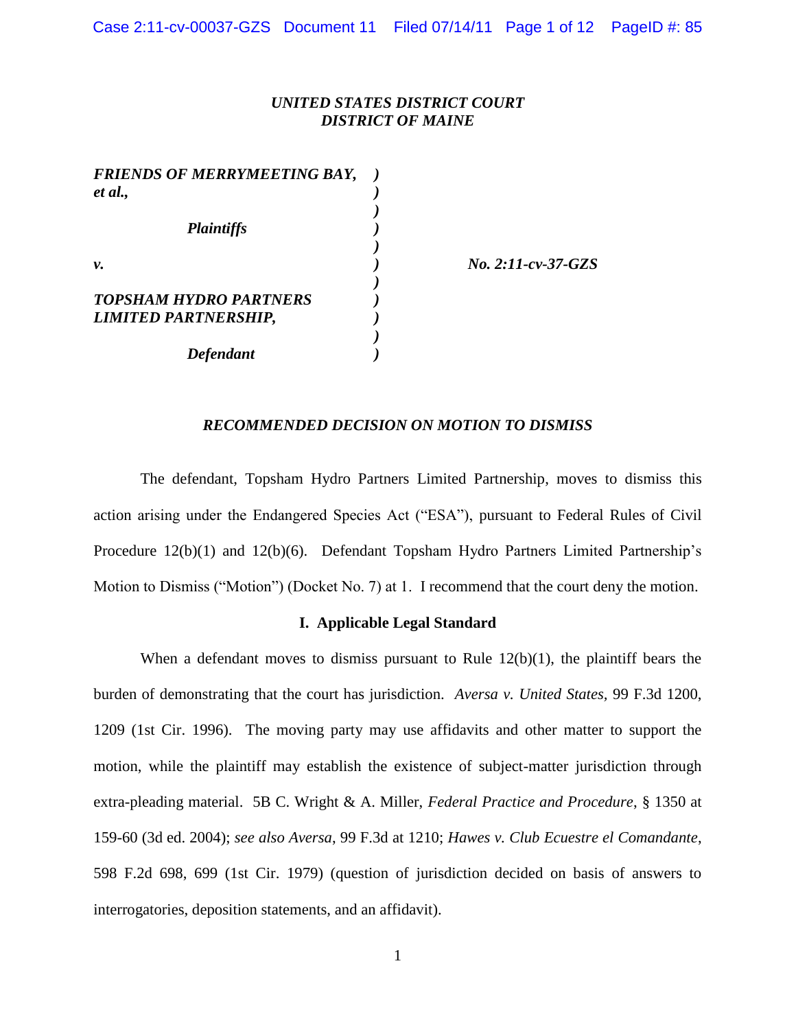*UNITED STATES DISTRICT COURT*
*DISTRICT OF MAINE*

| | | |
|---|---|---|
| ***FRIENDS OF MERRYMEETING BAY, et al.,*** | ) | |
| ***Plaintiffs*** | ) | |
| ***v.*** | ) | ***No. 2:11-cv-37-GZS*** |
| ***TOPSHAM HYDRO PARTNERS LIMITED PARTNERSHIP,*** | ) | |
| ***Defendant*** | ) | |

## *RECOMMENDED DECISION ON MOTION TO DISMISS*

The defendant, Topsham Hydro Partners Limited Partnership, moves to dismiss this action arising under the Endangered Species Act ("ESA"), pursuant to Federal Rules of Civil Procedure 12(b)(1) and 12(b)(6). Defendant Topsham Hydro Partners Limited Partnership's Motion to Dismiss ("Motion") (Docket No. 7) at 1. I recommend that the court deny the motion.

### I. Applicable Legal Standard

When a defendant moves to dismiss pursuant to Rule 12(b)(1), the plaintiff bears the burden of demonstrating that the court has jurisdiction. *Aversa v. United States,* 99 F.3d 1200, 1209 (1st Cir. 1996). The moving party may use affidavits and other matter to support the motion, while the plaintiff may establish the existence of subject-matter jurisdiction through extra-pleading material. 5B C. Wright & A. Miller, *Federal Practice and Procedure*, § 1350 at 159-60 (3d ed. 2004); *see also Aversa*, 99 F.3d at 1210; *Hawes v. Club Ecuestre el Comandante*, 598 F.2d 698, 699 (1st Cir. 1979) (question of jurisdiction decided on basis of answers to interrogatories, deposition statements, and an affidavit).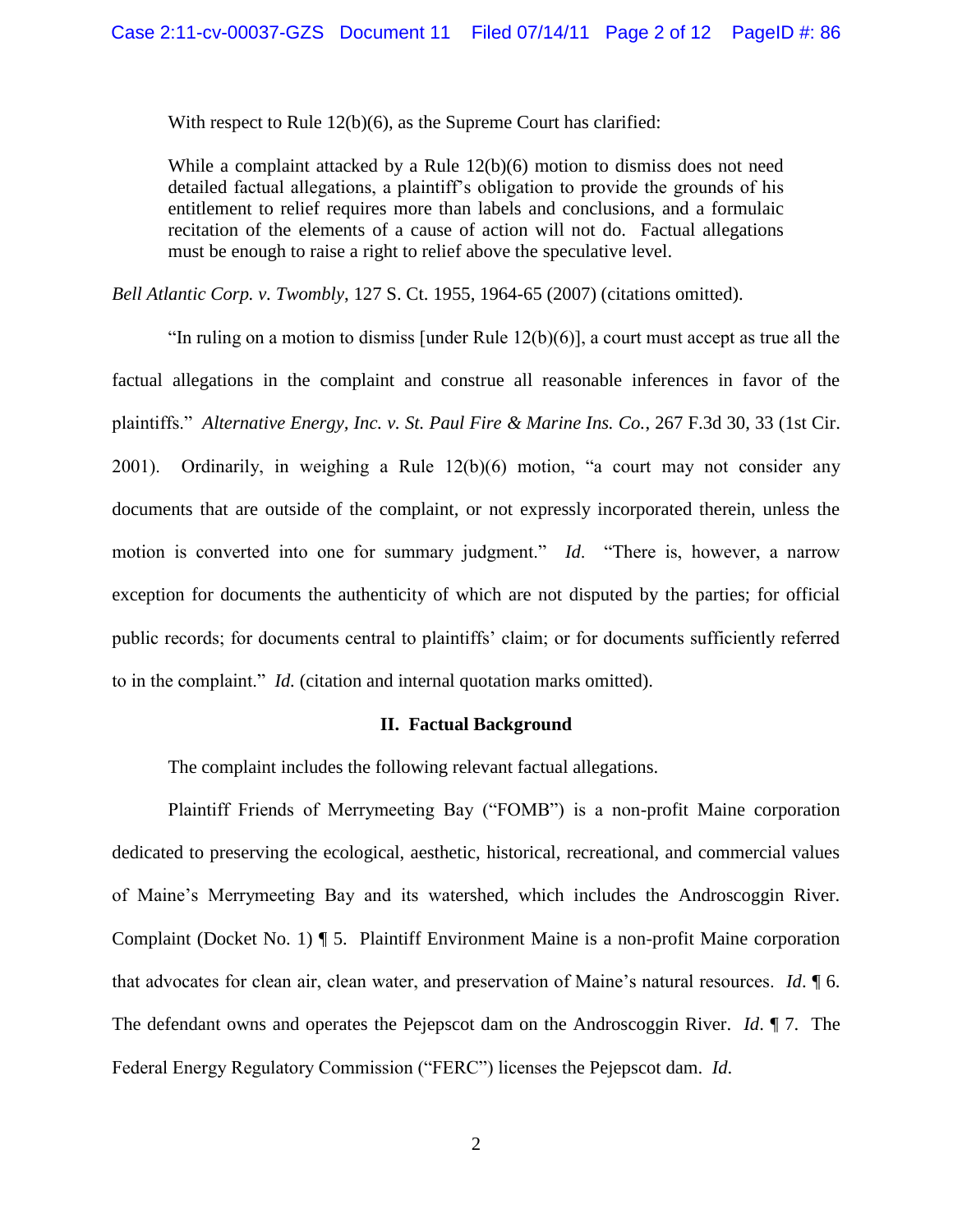With respect to Rule 12(b)(6), as the Supreme Court has clarified:

> While a complaint attacked by a Rule 12(b)(6) motion to dismiss does not need detailed factual allegations, a plaintiff's obligation to provide the grounds of his entitlement to relief requires more than labels and conclusions, and a formulaic recitation of the elements of a cause of action will not do. Factual allegations must be enough to raise a right to relief above the speculative level.

*Bell Atlantic Corp. v. Twombly*, 127 S. Ct. 1955, 1964-65 (2007) (citations omitted).

"In ruling on a motion to dismiss [under Rule 12(b)(6)], a court must accept as true all the factual allegations in the complaint and construe all reasonable inferences in favor of the plaintiffs." *Alternative Energy, Inc. v. St. Paul Fire & Marine Ins. Co.*, 267 F.3d 30, 33 (1st Cir. 2001). Ordinarily, in weighing a Rule 12(b)(6) motion, "a court may not consider any documents that are outside of the complaint, or not expressly incorporated therein, unless the motion is converted into one for summary judgment." *Id.* "There is, however, a narrow exception for documents the authenticity of which are not disputed by the parties; for official public records; for documents central to plaintiffs' claim; or for documents sufficiently referred to in the complaint." *Id.* (citation and internal quotation marks omitted).

## II. Factual Background

The complaint includes the following relevant factual allegations.

Plaintiff Friends of Merrymeeting Bay ("FOMB") is a non-profit Maine corporation dedicated to preserving the ecological, aesthetic, historical, recreational, and commercial values of Maine's Merrymeeting Bay and its watershed, which includes the Androscoggin River. Complaint (Docket No. 1) ¶ 5. Plaintiff Environment Maine is a non-profit Maine corporation that advocates for clean air, clean water, and preservation of Maine's natural resources. *Id.* ¶ 6. The defendant owns and operates the Pejepscot dam on the Androscoggin River. *Id.* ¶ 7. The Federal Energy Regulatory Commission ("FERC") licenses the Pejepscot dam. *Id.*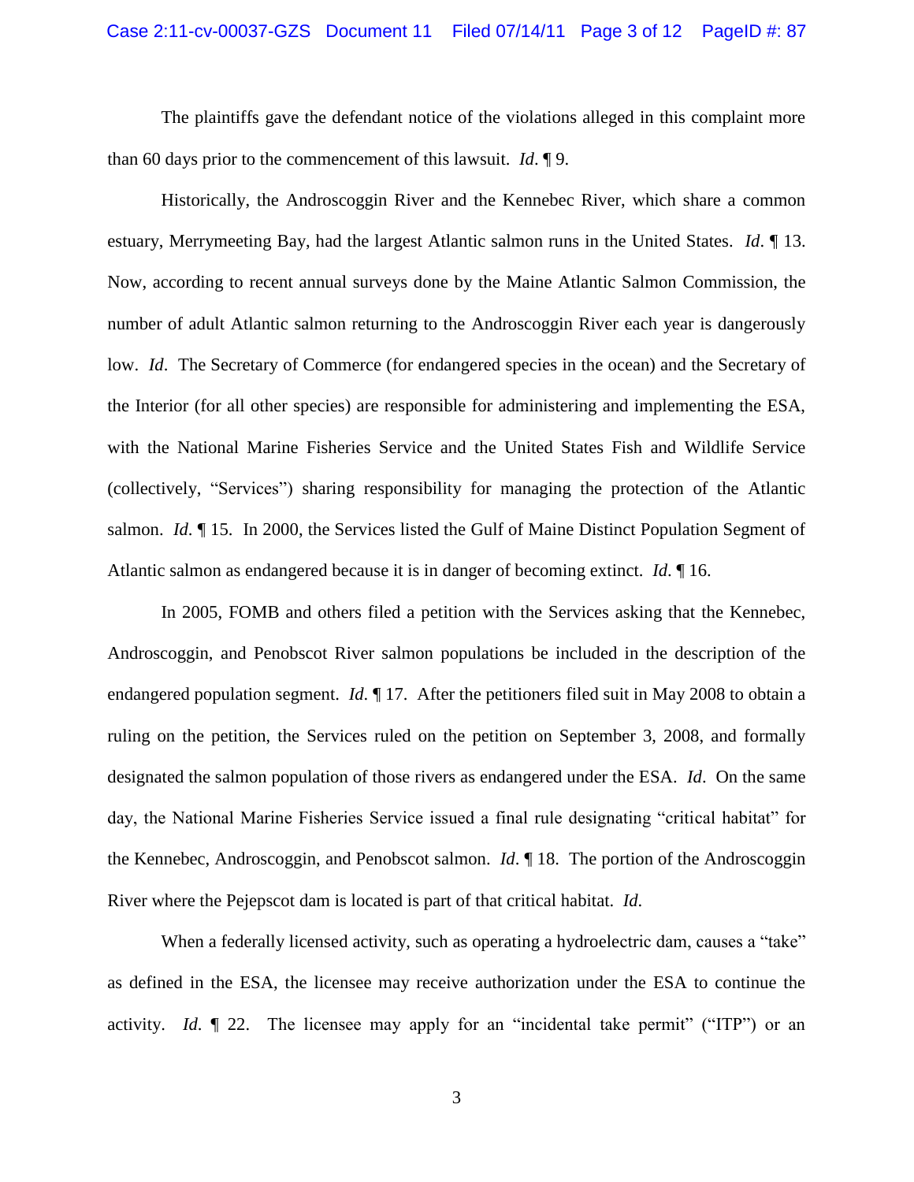The plaintiffs gave the defendant notice of the violations alleged in this complaint more than 60 days prior to the commencement of this lawsuit. *Id*. ¶ 9.

Historically, the Androscoggin River and the Kennebec River, which share a common estuary, Merrymeeting Bay, had the largest Atlantic salmon runs in the United States. *Id*. ¶ 13. Now, according to recent annual surveys done by the Maine Atlantic Salmon Commission, the number of adult Atlantic salmon returning to the Androscoggin River each year is dangerously low. *Id*. The Secretary of Commerce (for endangered species in the ocean) and the Secretary of the Interior (for all other species) are responsible for administering and implementing the ESA, with the National Marine Fisheries Service and the United States Fish and Wildlife Service (collectively, "Services") sharing responsibility for managing the protection of the Atlantic salmon. *Id.* ¶ 15. In 2000, the Services listed the Gulf of Maine Distinct Population Segment of Atlantic salmon as endangered because it is in danger of becoming extinct. *Id*. ¶ 16.

In 2005, FOMB and others filed a petition with the Services asking that the Kennebec, Androscoggin, and Penobscot River salmon populations be included in the description of the endangered population segment. *Id*. ¶ 17. After the petitioners filed suit in May 2008 to obtain a ruling on the petition, the Services ruled on the petition on September 3, 2008, and formally designated the salmon population of those rivers as endangered under the ESA. *Id*. On the same day, the National Marine Fisheries Service issued a final rule designating "critical habitat" for the Kennebec, Androscoggin, and Penobscot salmon. *Id*. ¶ 18. The portion of the Androscoggin River where the Pejepscot dam is located is part of that critical habitat. *Id.*

When a federally licensed activity, such as operating a hydroelectric dam, causes a "take" as defined in the ESA, the licensee may receive authorization under the ESA to continue the activity. *Id.* ¶ 22. The licensee may apply for an "incidental take permit" ("ITP") or an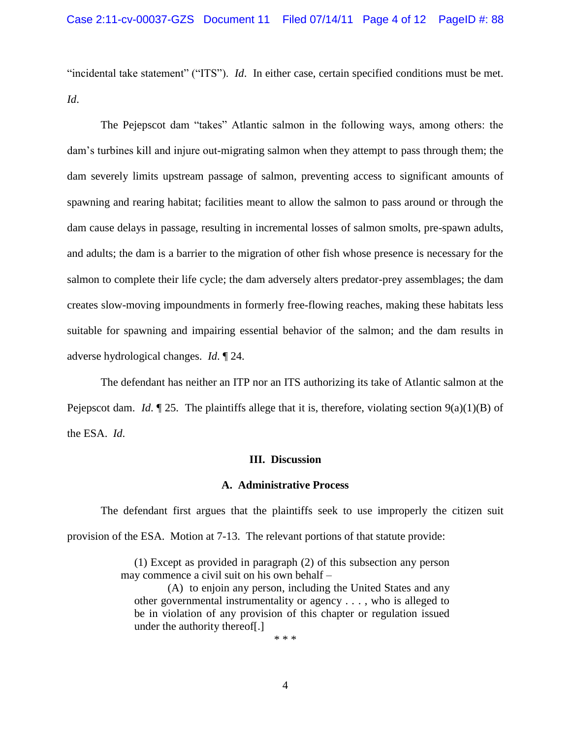"incidental take statement" ("ITS"). *Id*. In either case, certain specified conditions must be met. *Id*.

The Pejepscot dam "takes" Atlantic salmon in the following ways, among others: the dam's turbines kill and injure out-migrating salmon when they attempt to pass through them; the dam severely limits upstream passage of salmon, preventing access to significant amounts of spawning and rearing habitat; facilities meant to allow the salmon to pass around or through the dam cause delays in passage, resulting in incremental losses of salmon smolts, pre-spawn adults, and adults; the dam is a barrier to the migration of other fish whose presence is necessary for the salmon to complete their life cycle; the dam adversely alters predator-prey assemblages; the dam creates slow-moving impoundments in formerly free-flowing reaches, making these habitats less suitable for spawning and impairing essential behavior of the salmon; and the dam results in adverse hydrological changes. *Id*. ¶ 24.

The defendant has neither an ITP nor an ITS authorizing its take of Atlantic salmon at the Pejepscot dam. *Id*. ¶ 25. The plaintiffs allege that it is, therefore, violating section 9(a)(1)(B) of the ESA. *Id*.

## III. Discussion

### A. Administrative Process

The defendant first argues that the plaintiffs seek to use improperly the citizen suit provision of the ESA. Motion at 7-13. The relevant portions of that statute provide:

> (1) Except as provided in paragraph (2) of this subsection any person may commence a civil suit on his own behalf –
>
> (A) to enjoin any person, including the United States and any other governmental instrumentality or agency . . . , who is alleged to be in violation of any provision of this chapter or regulation issued under the authority thereof[.]
>
> * * *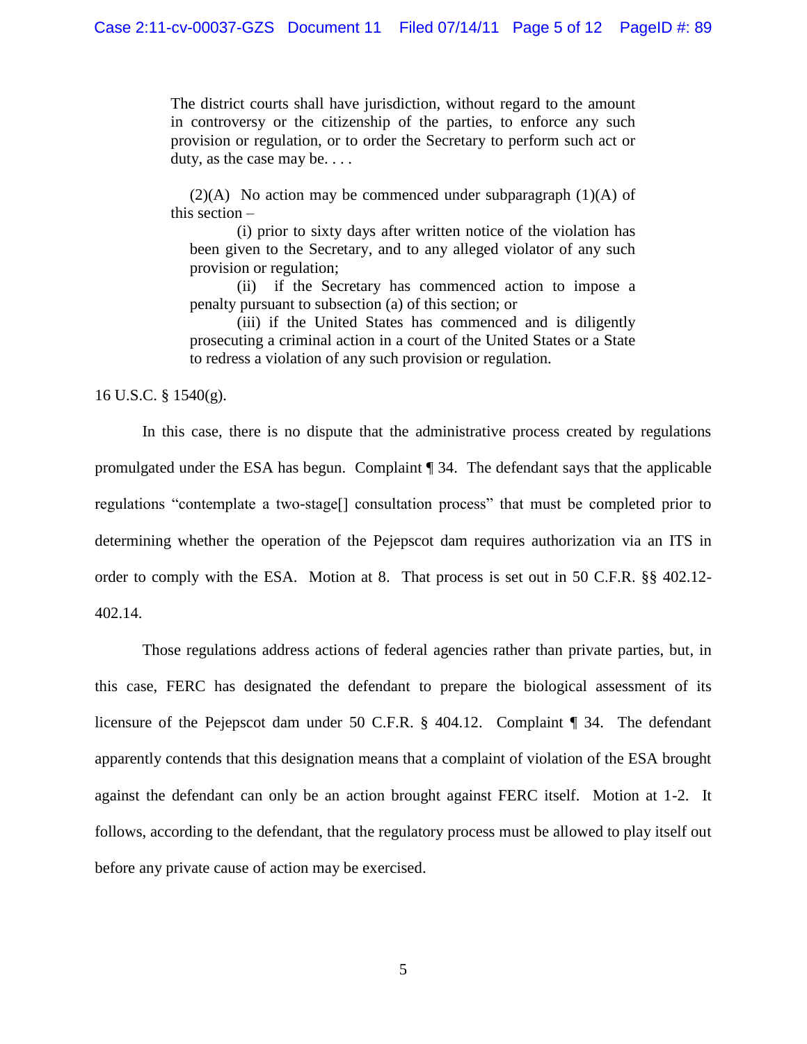> The district courts shall have jurisdiction, without regard to the amount in controversy or the citizenship of the parties, to enforce any such provision or regulation, or to order the Secretary to perform such act or duty, as the case may be. . . .
>
> (2)(A) No action may be commenced under subparagraph (1)(A) of this section –
>
> (i) prior to sixty days after written notice of the violation has been given to the Secretary, and to any alleged violator of any such provision or regulation;
>
> (ii) if the Secretary has commenced action to impose a penalty pursuant to subsection (a) of this section; or
>
> (iii) if the United States has commenced and is diligently prosecuting a criminal action in a court of the United States or a State to redress a violation of any such provision or regulation.

16 U.S.C. § 1540(g).

In this case, there is no dispute that the administrative process created by regulations promulgated under the ESA has begun. Complaint ¶ 34. The defendant says that the applicable regulations "contemplate a two-stage[] consultation process" that must be completed prior to determining whether the operation of the Pejepscot dam requires authorization via an ITS in order to comply with the ESA. Motion at 8. That process is set out in 50 C.F.R. §§ 402.12-402.14.

Those regulations address actions of federal agencies rather than private parties, but, in this case, FERC has designated the defendant to prepare the biological assessment of its licensure of the Pejepscot dam under 50 C.F.R. § 404.12. Complaint ¶ 34. The defendant apparently contends that this designation means that a complaint of violation of the ESA brought against the defendant can only be an action brought against FERC itself. Motion at 1-2. It follows, according to the defendant, that the regulatory process must be allowed to play itself out before any private cause of action may be exercised.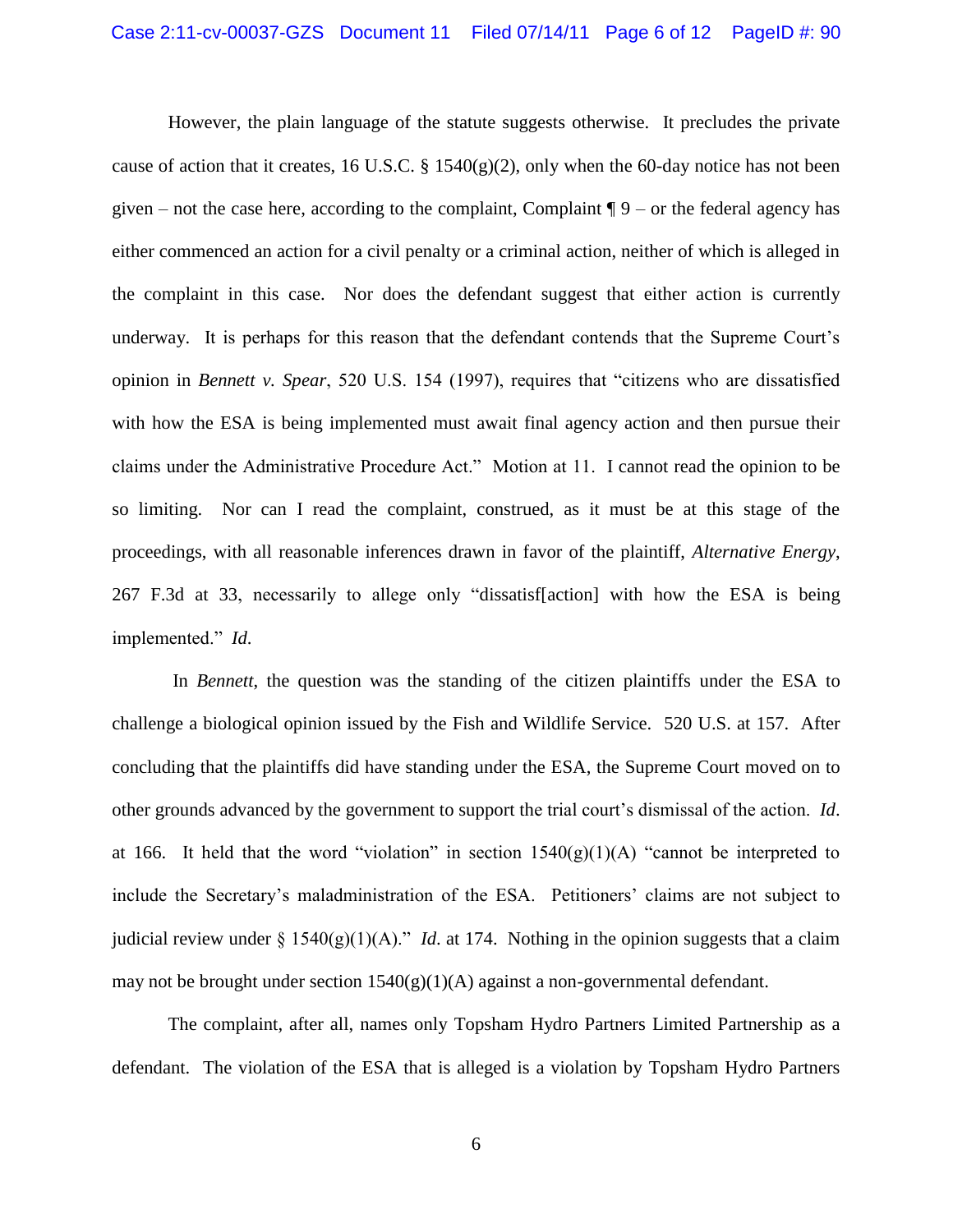However, the plain language of the statute suggests otherwise. It precludes the private cause of action that it creates, 16 U.S.C. § 1540(g)(2), only when the 60-day notice has not been given – not the case here, according to the complaint, Complaint ¶ 9 – or the federal agency has either commenced an action for a civil penalty or a criminal action, neither of which is alleged in the complaint in this case. Nor does the defendant suggest that either action is currently underway. It is perhaps for this reason that the defendant contends that the Supreme Court's opinion in *Bennett v. Spear*, 520 U.S. 154 (1997), requires that "citizens who are dissatisfied with how the ESA is being implemented must await final agency action and then pursue their claims under the Administrative Procedure Act." Motion at 11. I cannot read the opinion to be so limiting. Nor can I read the complaint, construed, as it must be at this stage of the proceedings, with all reasonable inferences drawn in favor of the plaintiff, *Alternative Energy*, 267 F.3d at 33, necessarily to allege only "dissatisf[action] with how the ESA is being implemented." *Id*.

In *Bennett*, the question was the standing of the citizen plaintiffs under the ESA to challenge a biological opinion issued by the Fish and Wildlife Service. 520 U.S. at 157. After concluding that the plaintiffs did have standing under the ESA, the Supreme Court moved on to other grounds advanced by the government to support the trial court's dismissal of the action. *Id*. at 166. It held that the word "violation" in section 1540(g)(1)(A) "cannot be interpreted to include the Secretary's maladministration of the ESA. Petitioners' claims are not subject to judicial review under § 1540(g)(1)(A)." *Id*. at 174. Nothing in the opinion suggests that a claim may not be brought under section 1540(g)(1)(A) against a non-governmental defendant.

The complaint, after all, names only Topsham Hydro Partners Limited Partnership as a defendant. The violation of the ESA that is alleged is a violation by Topsham Hydro Partners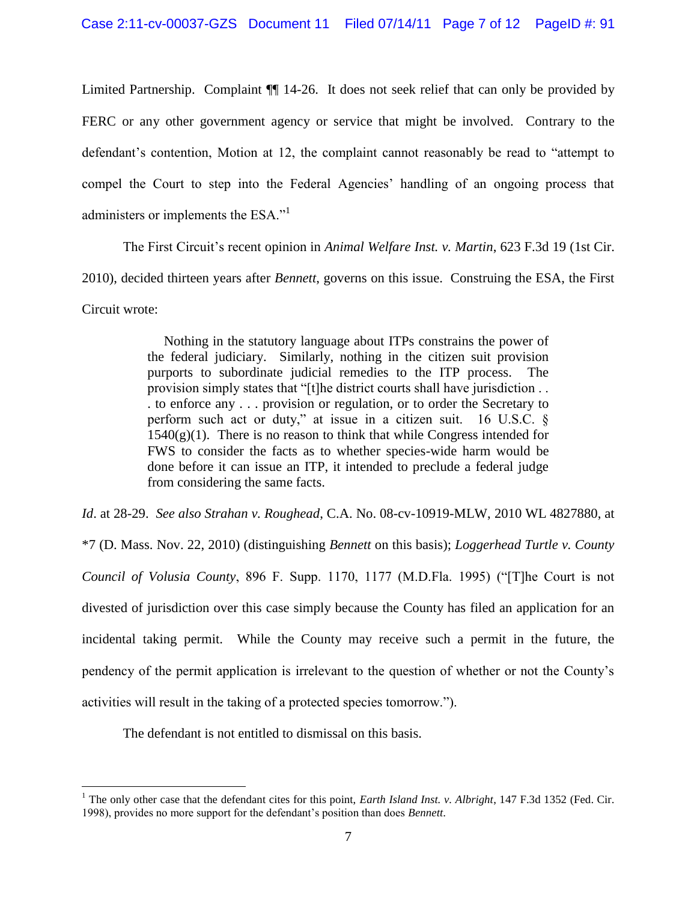Limited Partnership. Complaint ¶¶ 14-26. It does not seek relief that can only be provided by FERC or any other government agency or service that might be involved. Contrary to the defendant's contention, Motion at 12, the complaint cannot reasonably be read to "attempt to compel the Court to step into the Federal Agencies' handling of an ongoing process that administers or implements the ESA."[1]

The First Circuit's recent opinion in *Animal Welfare Inst. v. Martin*, 623 F.3d 19 (1st Cir. 2010), decided thirteen years after *Bennett*, governs on this issue. Construing the ESA, the First Circuit wrote:

> Nothing in the statutory language about ITPs constrains the power of the federal judiciary. Similarly, nothing in the citizen suit provision purports to subordinate judicial remedies to the ITP process. The provision simply states that "[t]he district courts shall have jurisdiction . . . to enforce any . . . provision or regulation, or to order the Secretary to perform such act or duty," at issue in a citizen suit. 16 U.S.C. § 1540(g)(1). There is no reason to think that while Congress intended for FWS to consider the facts as to whether species-wide harm would be done before it can issue an ITP, it intended to preclude a federal judge from considering the same facts.

*Id*. at 28-29. *See also Strahan v. Roughead*, C.A. No. 08-cv-10919-MLW, 2010 WL 4827880, at *7 (D. Mass. Nov. 22, 2010) (distinguishing *Bennett* on this basis); *Loggerhead Turtle v. County Council of Volusia County*, 896 F. Supp. 1170, 1177 (M.D.Fla. 1995) ("[T]he Court is not divested of jurisdiction over this case simply because the County has filed an application for an incidental taking permit. While the County may receive such a permit in the future, the pendency of the permit application is irrelevant to the question of whether or not the County's activities will result in the taking of a protected species tomorrow.").

The defendant is not entitled to dismissal on this basis.

---

[1] The only other case that the defendant cites for this point, *Earth Island Inst. v. Albright*, 147 F.3d 1352 (Fed. Cir. 1998), provides no more support for the defendant's position than does *Bennett*.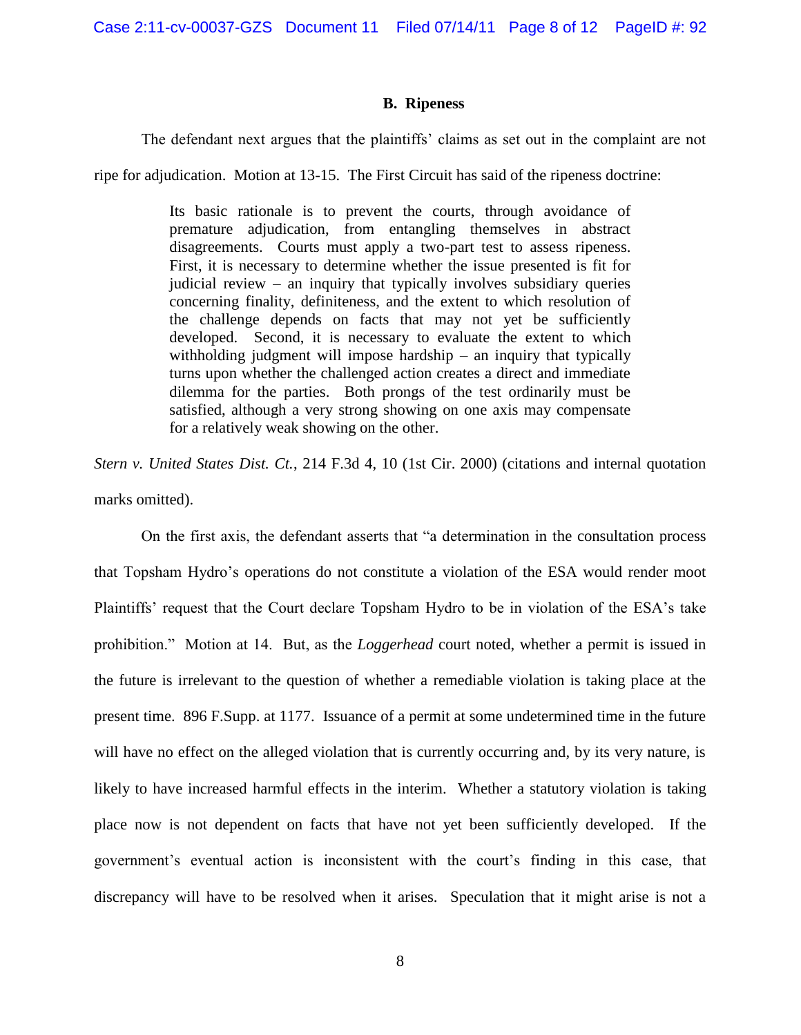### B. Ripeness

The defendant next argues that the plaintiffs' claims as set out in the complaint are not ripe for adjudication. Motion at 13-15. The First Circuit has said of the ripeness doctrine:

> Its basic rationale is to prevent the courts, through avoidance of premature adjudication, from entangling themselves in abstract disagreements. Courts must apply a two-part test to assess ripeness. First, it is necessary to determine whether the issue presented is fit for judicial review – an inquiry that typically involves subsidiary queries concerning finality, definiteness, and the extent to which resolution of the challenge depends on facts that may not yet be sufficiently developed. Second, it is necessary to evaluate the extent to which withholding judgment will impose hardship – an inquiry that typically turns upon whether the challenged action creates a direct and immediate dilemma for the parties. Both prongs of the test ordinarily must be satisfied, although a very strong showing on one axis may compensate for a relatively weak showing on the other.

*Stern v. United States Dist. Ct.*, 214 F.3d 4, 10 (1st Cir. 2000) (citations and internal quotation marks omitted).

On the first axis, the defendant asserts that "a determination in the consultation process that Topsham Hydro's operations do not constitute a violation of the ESA would render moot Plaintiffs' request that the Court declare Topsham Hydro to be in violation of the ESA's take prohibition." Motion at 14. But, as the *Loggerhead* court noted, whether a permit is issued in the future is irrelevant to the question of whether a remediable violation is taking place at the present time. 896 F.Supp. at 1177. Issuance of a permit at some undetermined time in the future will have no effect on the alleged violation that is currently occurring and, by its very nature, is likely to have increased harmful effects in the interim. Whether a statutory violation is taking place now is not dependent on facts that have not yet been sufficiently developed. If the government's eventual action is inconsistent with the court's finding in this case, that discrepancy will have to be resolved when it arises. Speculation that it might arise is not a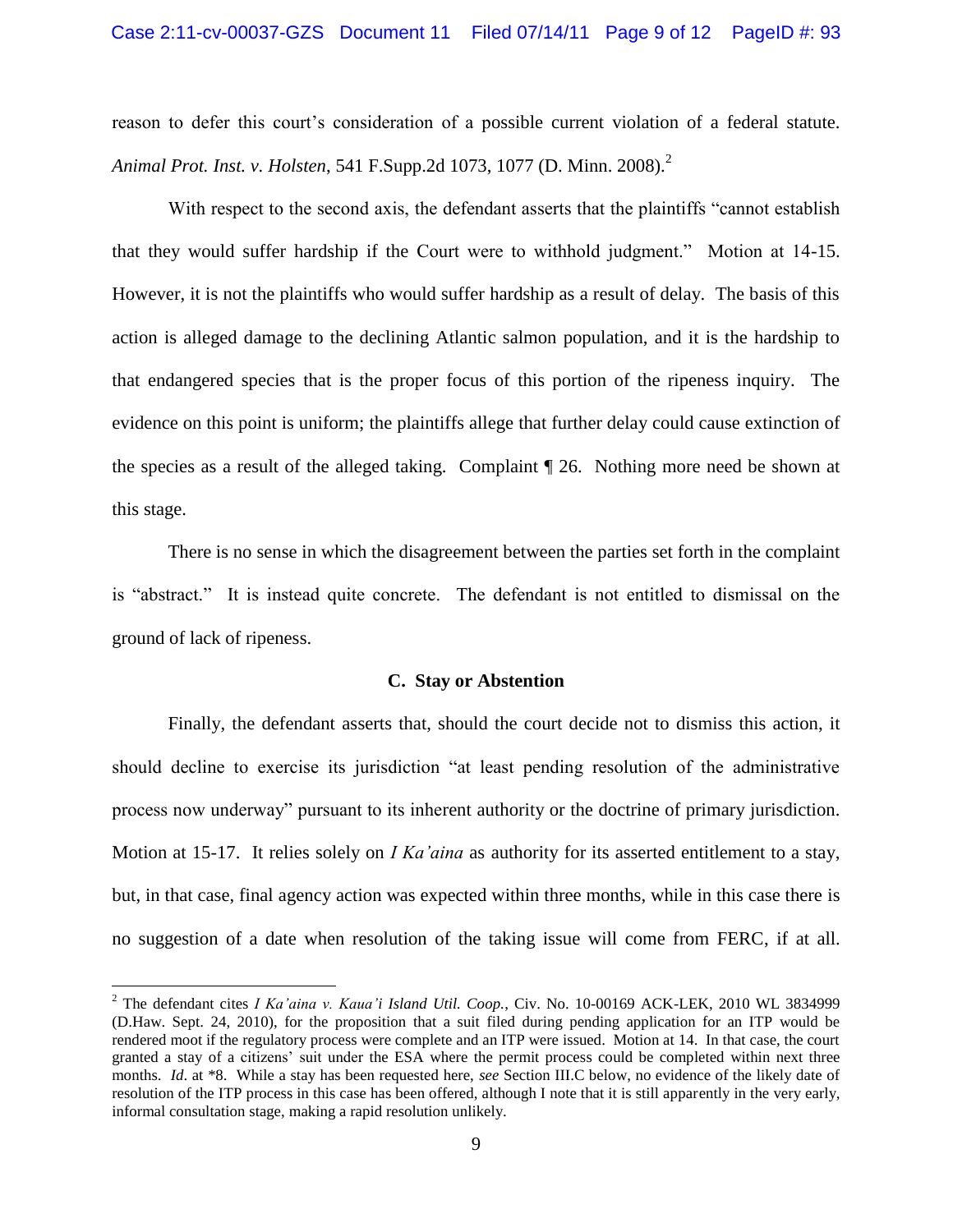reason to defer this court's consideration of a possible current violation of a federal statute. *Animal Prot. Inst. v. Holsten*, 541 F.Supp.2d 1073, 1077 (D. Minn. 2008).[2]

With respect to the second axis, the defendant asserts that the plaintiffs "cannot establish that they would suffer hardship if the Court were to withhold judgment." Motion at 14-15. However, it is not the plaintiffs who would suffer hardship as a result of delay. The basis of this action is alleged damage to the declining Atlantic salmon population, and it is the hardship to that endangered species that is the proper focus of this portion of the ripeness inquiry. The evidence on this point is uniform; the plaintiffs allege that further delay could cause extinction of the species as a result of the alleged taking. Complaint ¶ 26. Nothing more need be shown at this stage.

There is no sense in which the disagreement between the parties set forth in the complaint is "abstract." It is instead quite concrete. The defendant is not entitled to dismissal on the ground of lack of ripeness.

### C. Stay or Abstention

Finally, the defendant asserts that, should the court decide not to dismiss this action, it should decline to exercise its jurisdiction "at least pending resolution of the administrative process now underway" pursuant to its inherent authority or the doctrine of primary jurisdiction. Motion at 15-17. It relies solely on *I Ka'aina* as authority for its asserted entitlement to a stay, but, in that case, final agency action was expected within three months, while in this case there is no suggestion of a date when resolution of the taking issue will come from FERC, if at all.

---

[2] The defendant cites *I Ka'aina v. Kaua'i Island Util. Coop.*, Civ. No. 10-00169 ACK-LEK, 2010 WL 3834999 (D.Haw. Sept. 24, 2010), for the proposition that a suit filed during pending application for an ITP would be rendered moot if the regulatory process were complete and an ITP were issued. Motion at 14. In that case, the court granted a stay of a citizens' suit under the ESA where the permit process could be completed within next three months. *Id.* at *8. While a stay has been requested here, *see* Section III.C below, no evidence of the likely date of resolution of the ITP process in this case has been offered, although I note that it is still apparently in the very early, informal consultation stage, making a rapid resolution unlikely.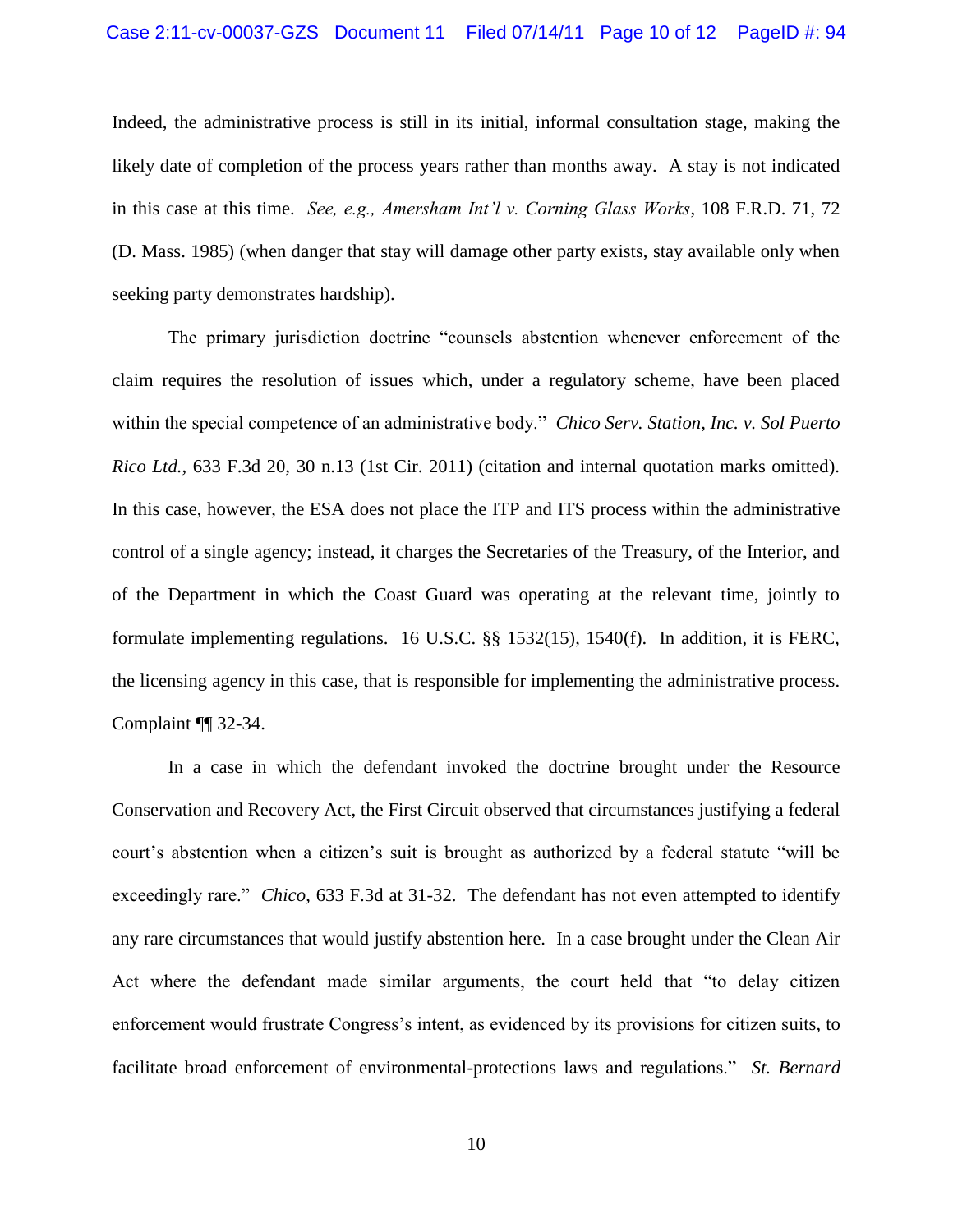Indeed, the administrative process is still in its initial, informal consultation stage, making the likely date of completion of the process years rather than months away. A stay is not indicated in this case at this time. *See, e.g., Amersham Int'l v. Corning Glass Works*, 108 F.R.D. 71, 72 (D. Mass. 1985) (when danger that stay will damage other party exists, stay available only when seeking party demonstrates hardship).

The primary jurisdiction doctrine "counsels abstention whenever enforcement of the claim requires the resolution of issues which, under a regulatory scheme, have been placed within the special competence of an administrative body." *Chico Serv. Station, Inc. v. Sol Puerto Rico Ltd.*, 633 F.3d 20, 30 n.13 (1st Cir. 2011) (citation and internal quotation marks omitted). In this case, however, the ESA does not place the ITP and ITS process within the administrative control of a single agency; instead, it charges the Secretaries of the Treasury, of the Interior, and of the Department in which the Coast Guard was operating at the relevant time, jointly to formulate implementing regulations. 16 U.S.C. §§ 1532(15), 1540(f). In addition, it is FERC, the licensing agency in this case, that is responsible for implementing the administrative process. Complaint ¶¶ 32-34.

In a case in which the defendant invoked the doctrine brought under the Resource Conservation and Recovery Act, the First Circuit observed that circumstances justifying a federal court's abstention when a citizen's suit is brought as authorized by a federal statute "will be exceedingly rare." *Chico*, 633 F.3d at 31-32. The defendant has not even attempted to identify any rare circumstances that would justify abstention here. In a case brought under the Clean Air Act where the defendant made similar arguments, the court held that "to delay citizen enforcement would frustrate Congress's intent, as evidenced by its provisions for citizen suits, to facilitate broad enforcement of environmental-protections laws and regulations." *St. Bernard*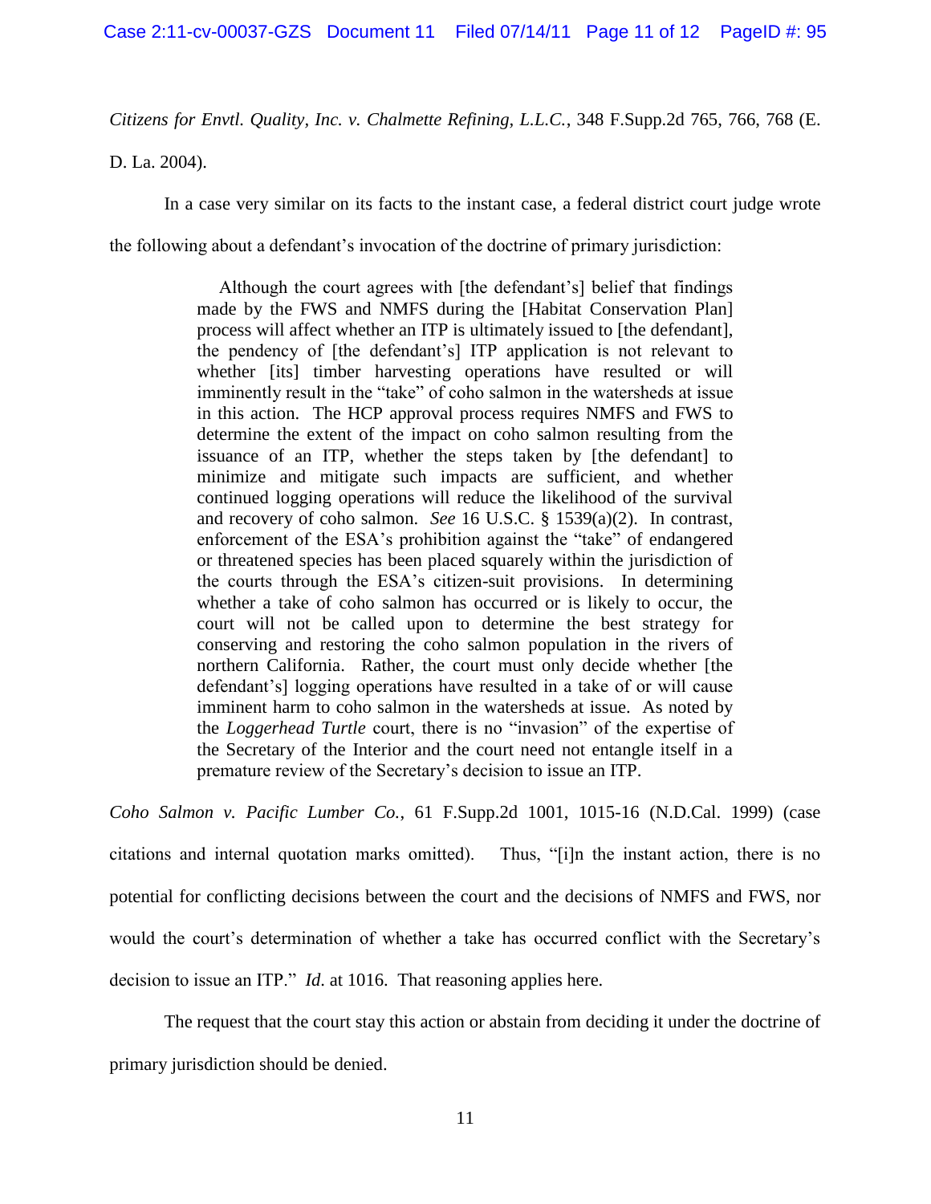*Citizens for Envtl. Quality, Inc. v. Chalmette Refining, L.L.C.*, 348 F.Supp.2d 765, 766, 768 (E. D. La. 2004).

In a case very similar on its facts to the instant case, a federal district court judge wrote the following about a defendant's invocation of the doctrine of primary jurisdiction:

> Although the court agrees with [the defendant's] belief that findings made by the FWS and NMFS during the [Habitat Conservation Plan] process will affect whether an ITP is ultimately issued to [the defendant], the pendency of [the defendant's] ITP application is not relevant to whether [its] timber harvesting operations have resulted or will imminently result in the "take" of coho salmon in the watersheds at issue in this action. The HCP approval process requires NMFS and FWS to determine the extent of the impact on coho salmon resulting from the issuance of an ITP, whether the steps taken by [the defendant] to minimize and mitigate such impacts are sufficient, and whether continued logging operations will reduce the likelihood of the survival and recovery of coho salmon. *See* 16 U.S.C. § 1539(a)(2). In contrast, enforcement of the ESA's prohibition against the "take" of endangered or threatened species has been placed squarely within the jurisdiction of the courts through the ESA's citizen-suit provisions. In determining whether a take of coho salmon has occurred or is likely to occur, the court will not be called upon to determine the best strategy for conserving and restoring the coho salmon population in the rivers of northern California. Rather, the court must only decide whether [the defendant's] logging operations have resulted in a take of or will cause imminent harm to coho salmon in the watersheds at issue. As noted by the *Loggerhead Turtle* court, there is no "invasion" of the expertise of the Secretary of the Interior and the court need not entangle itself in a premature review of the Secretary's decision to issue an ITP.

*Coho Salmon v. Pacific Lumber Co.*, 61 F.Supp.2d 1001, 1015-16 (N.D.Cal. 1999) (case citations and internal quotation marks omitted). Thus, "[i]n the instant action, there is no potential for conflicting decisions between the court and the decisions of NMFS and FWS, nor would the court's determination of whether a take has occurred conflict with the Secretary's decision to issue an ITP." *Id*. at 1016. That reasoning applies here.

The request that the court stay this action or abstain from deciding it under the doctrine of primary jurisdiction should be denied.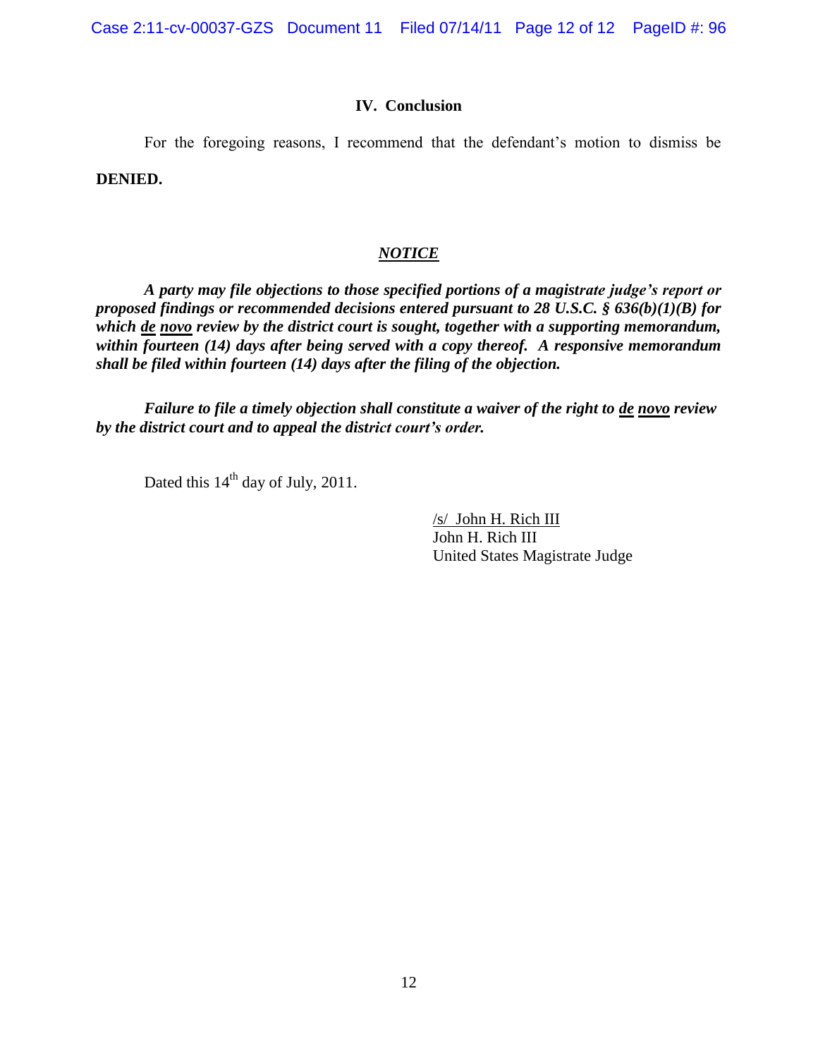## IV. Conclusion

For the foregoing reasons, I recommend that the defendant's motion to dismiss be **DENIED.**

***NOTICE***

***A party may file objections to those specified portions of a magistrate judge's report or proposed findings or recommended decisions entered pursuant to 28 U.S.C. § 636(b)(1)(B) for which de novo review by the district court is sought, together with a supporting memorandum, within fourteen (14) days after being served with a copy thereof. A responsive memorandum shall be filed within fourteen (14) days after the filing of the objection.***

***Failure to file a timely objection shall constitute a waiver of the right to de novo review by the district court and to appeal the district court's order.***

Dated this 14th day of July, 2011.

/s/ John H. Rich III
John H. Rich III
United States Magistrate Judge